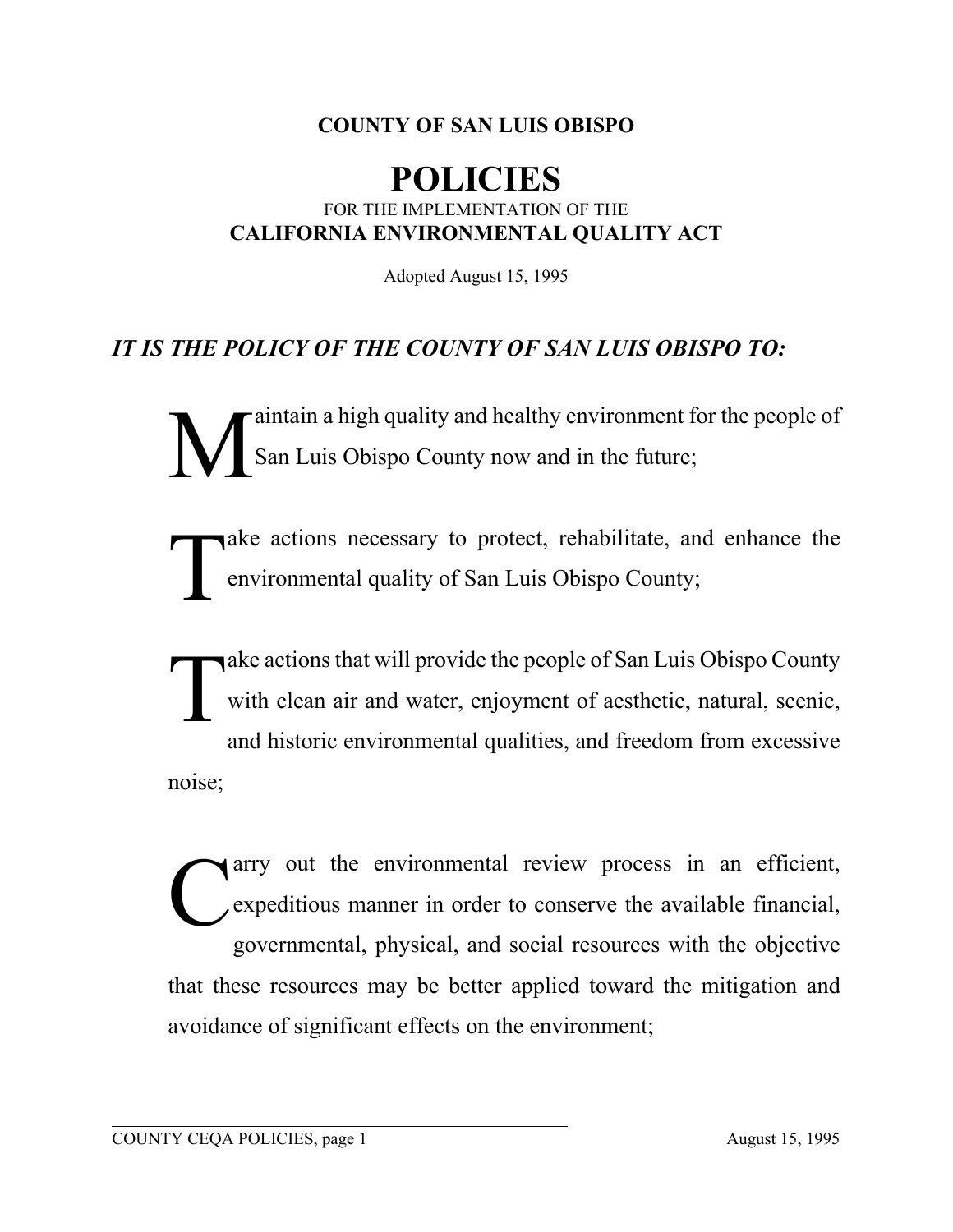**COUNTY OF SAN LUIS OBISPO**

# POLICIES

FOR THE IMPLEMENTATION OF THE

**CALIFORNIA ENVIRONMENTAL QUALITY ACT**

Adopted August 15, 1995

## *IT IS THE POLICY OF THE COUNTY OF SAN LUIS OBISPO TO:*

Maintain a high quality and healthy environment for the people of San Luis Obispo County now and in the future;

Take actions necessary to protect, rehabilitate, and enhance the environmental quality of San Luis Obispo County;

Take actions that will provide the people of San Luis Obispo County with clean air and water, enjoyment of aesthetic, natural, scenic, and historic environmental qualities, and freedom from excessive noise;

Carry out the environmental review process in an efficient, expeditious manner in order to conserve the available financial, governmental, physical, and social resources with the objective that these resources may be better applied toward the mitigation and avoidance of significant effects on the environment;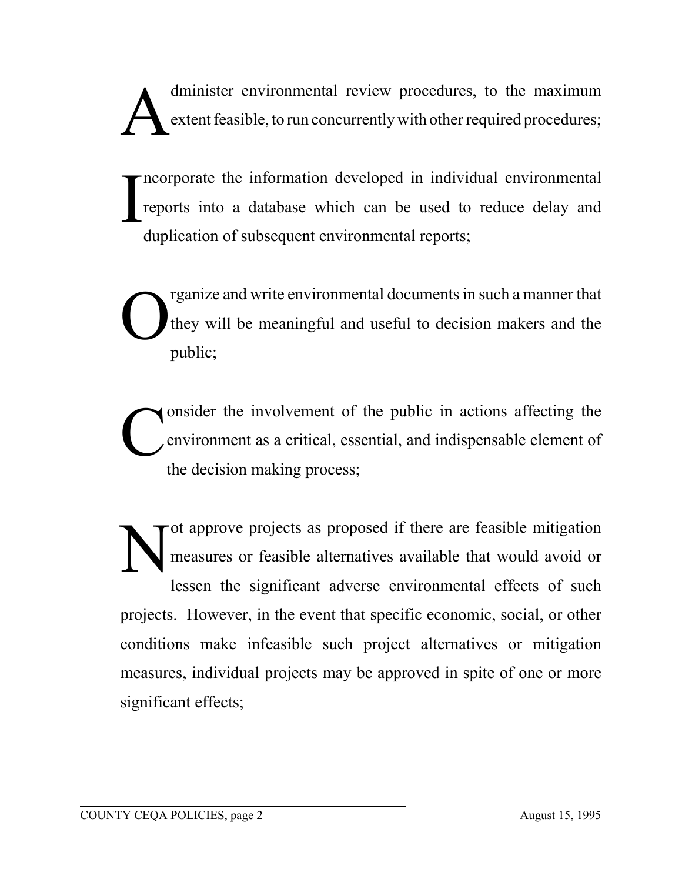Administer environmental review procedures, to the maximum extent feasible, to run concurrently with other required procedures;

Incorporate the information developed in individual environmental reports into a database which can be used to reduce delay and duplication of subsequent environmental reports;

Organize and write environmental documents in such a manner that they will be meaningful and useful to decision makers and the public;

Consider the involvement of the public in actions affecting the environment as a critical, essential, and indispensable element of the decision making process;

Not approve projects as proposed if there are feasible mitigation measures or feasible alternatives available that would avoid or lessen the significant adverse environmental effects of such projects. However, in the event that specific economic, social, or other conditions make infeasible such project alternatives or mitigation measures, individual projects may be approved in spite of one or more significant effects;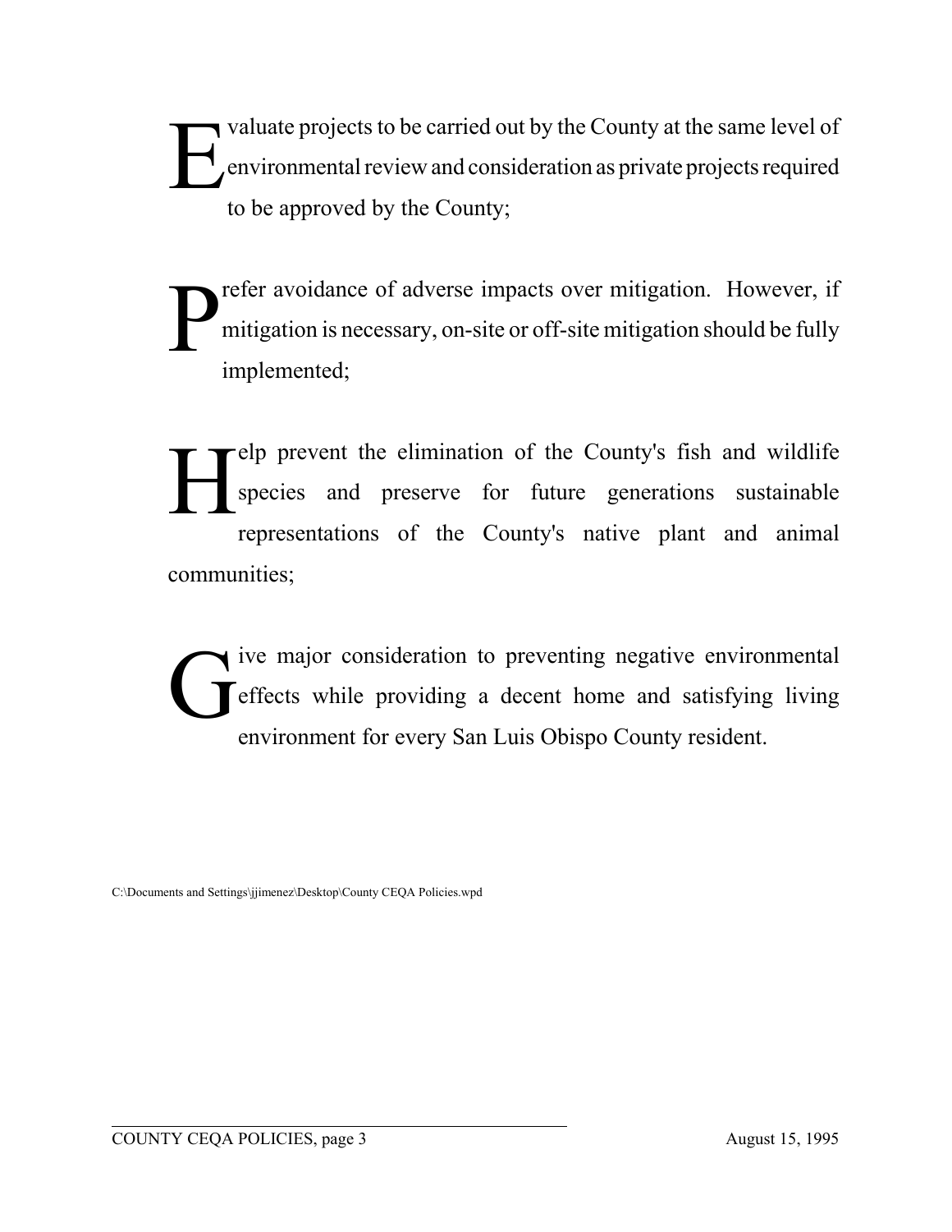Evaluate projects to be carried out by the County at the same level of environmental review and consideration as private projects required to be approved by the County;

Prefer avoidance of adverse impacts over mitigation. However, if mitigation is necessary, on-site or off-site mitigation should be fully implemented;

Help prevent the elimination of the County's fish and wildlife species and preserve for future generations sustainable representations of the County's native plant and animal communities;

Give major consideration to preventing negative environmental effects while providing a decent home and satisfying living environment for every San Luis Obispo County resident.

C:\Documents and Settings\jjimenez\Desktop\County CEQA Policies.wpd